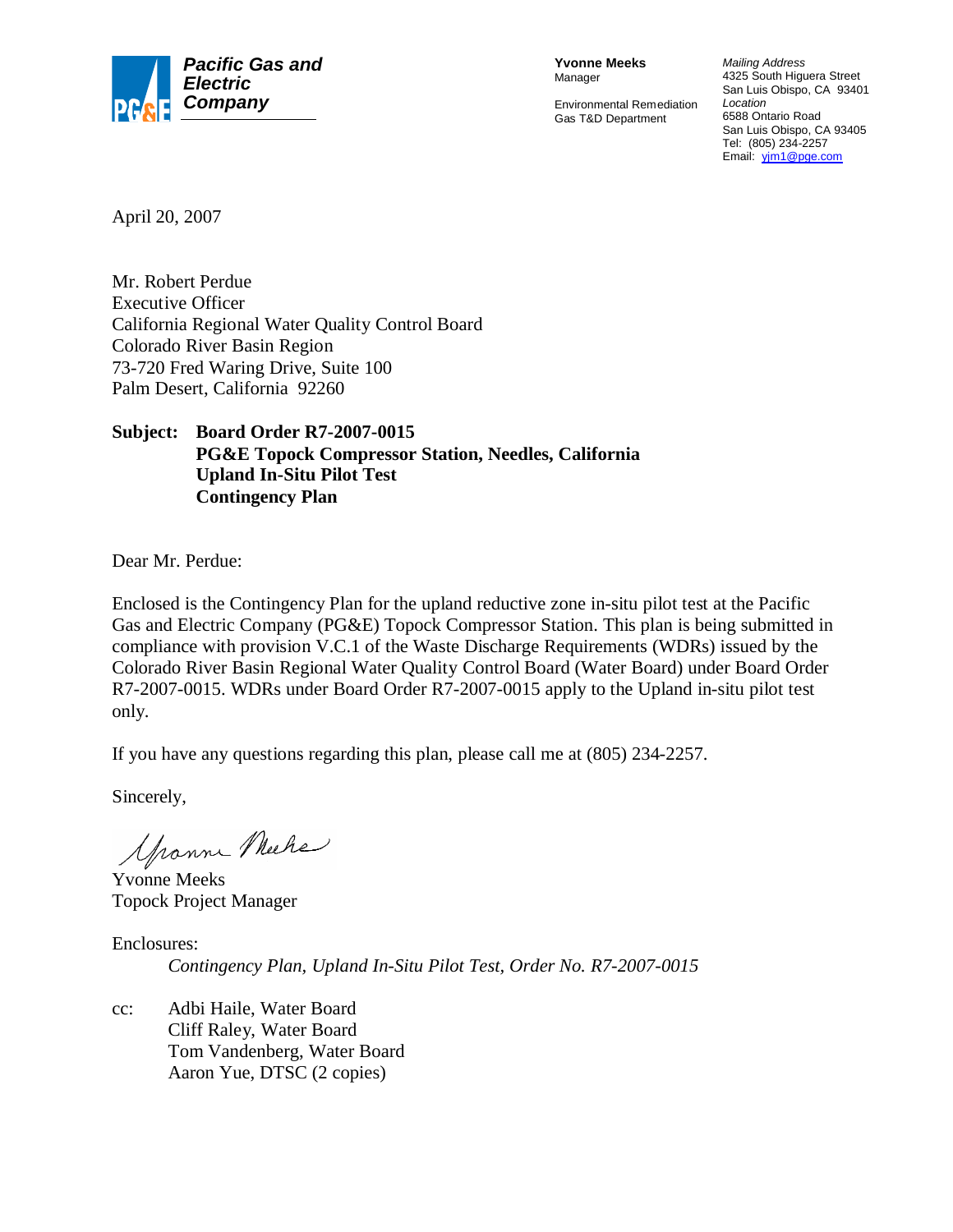**Pacific Gas and Electric Company**

**Yvonne Meeks**
Manager

Environmental Remediation
Gas T&D Department

*Mailing Address*
4325 South Higuera Street
San Luis Obispo, CA 93401
*Location*
6588 Ontario Road
San Luis Obispo, CA 93405
Tel: (805) 234-2257
Email: yjm1@pge.com

April 20, 2007

Mr. Robert Perdue
Executive Officer
California Regional Water Quality Control Board
Colorado River Basin Region
73-720 Fred Waring Drive, Suite 100
Palm Desert, California 92260

**Subject: Board Order R7-2007-0015**
**PG&E Topock Compressor Station, Needles, California**
**Upland In-Situ Pilot Test**
**Contingency Plan**

Dear Mr. Perdue:

Enclosed is the Contingency Plan for the upland reductive zone in-situ pilot test at the Pacific Gas and Electric Company (PG&E) Topock Compressor Station. This plan is being submitted in compliance with provision V.C.1 of the Waste Discharge Requirements (WDRs) issued by the Colorado River Basin Regional Water Quality Control Board (Water Board) under Board Order R7-2007-0015. WDRs under Board Order R7-2007-0015 apply to the Upland in-situ pilot test only.

If you have any questions regarding this plan, please call me at (805) 234-2257.

Sincerely,

Yvonne Meeks
Topock Project Manager

Enclosures:
*Contingency Plan, Upland In-Situ Pilot Test, Order No. R7-2007-0015*

cc: Adbi Haile, Water Board
Cliff Raley, Water Board
Tom Vandenberg, Water Board
Aaron Yue, DTSC (2 copies)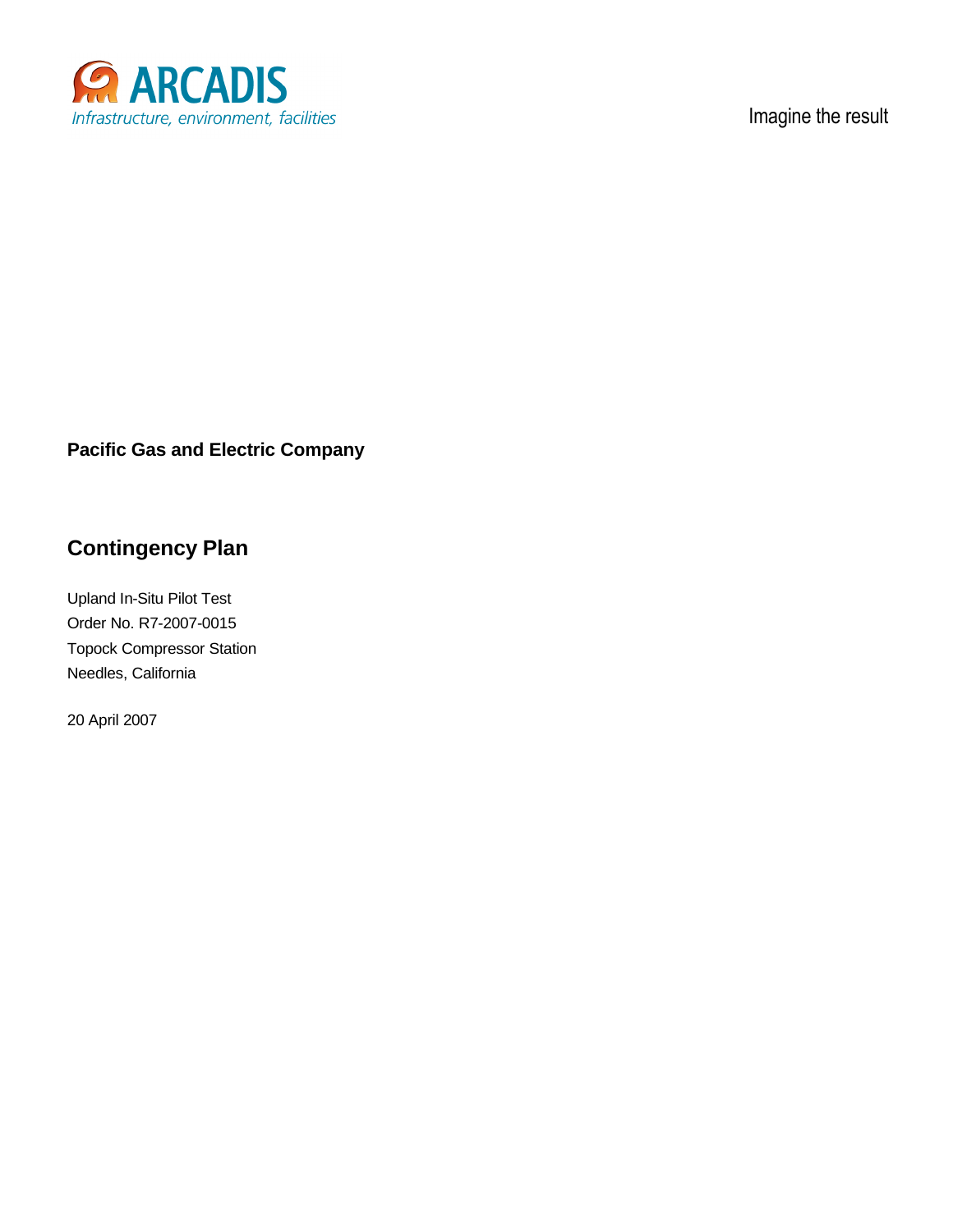ARCADIS

*Infrastructure, environment, facilities*

Imagine the result

**Pacific Gas and Electric Company**

# Contingency Plan

Upland In-Situ Pilot Test
Order No. R7-2007-0015
Topock Compressor Station
Needles, California

20 April 2007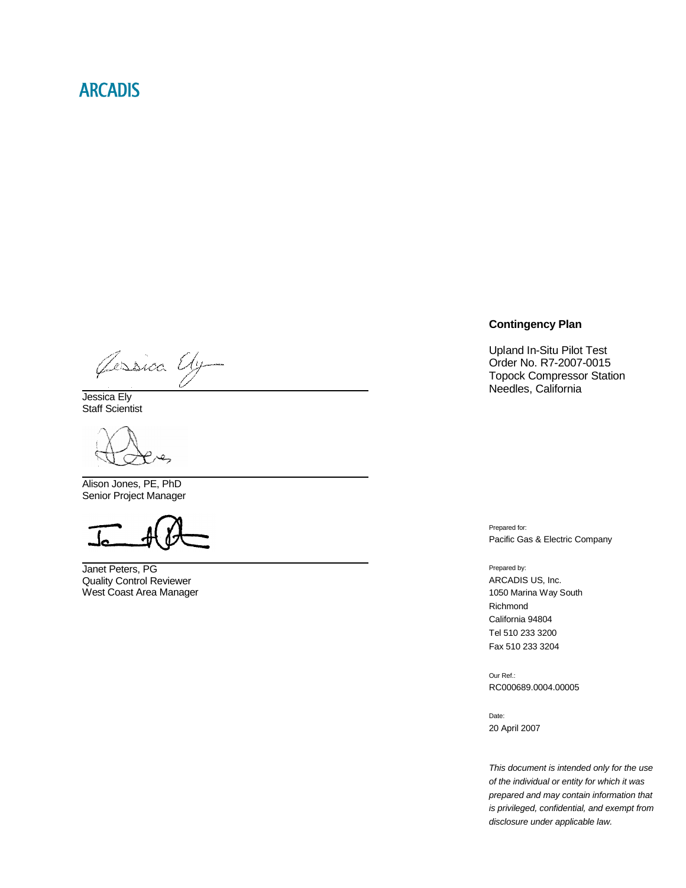ARCADIS

Jessica Ely
Staff Scientist

Alison Jones, PE, PhD
Senior Project Manager

Janet Peters, PG
Quality Control Reviewer
West Coast Area Manager

**Contingency Plan**

Upland In-Situ Pilot Test
Order No. R7-2007-0015
Topock Compressor Station
Needles, California

Prepared for:
Pacific Gas & Electric Company

Prepared by:
ARCADIS US, Inc.
1050 Marina Way South
Richmond
California 94804
Tel 510 233 3200
Fax 510 233 3204

Our Ref.:
RC000689.0004.00005

Date:
20 April 2007

*This document is intended only for the use of the individual or entity for which it was prepared and may contain information that is privileged, confidential, and exempt from disclosure under applicable law.*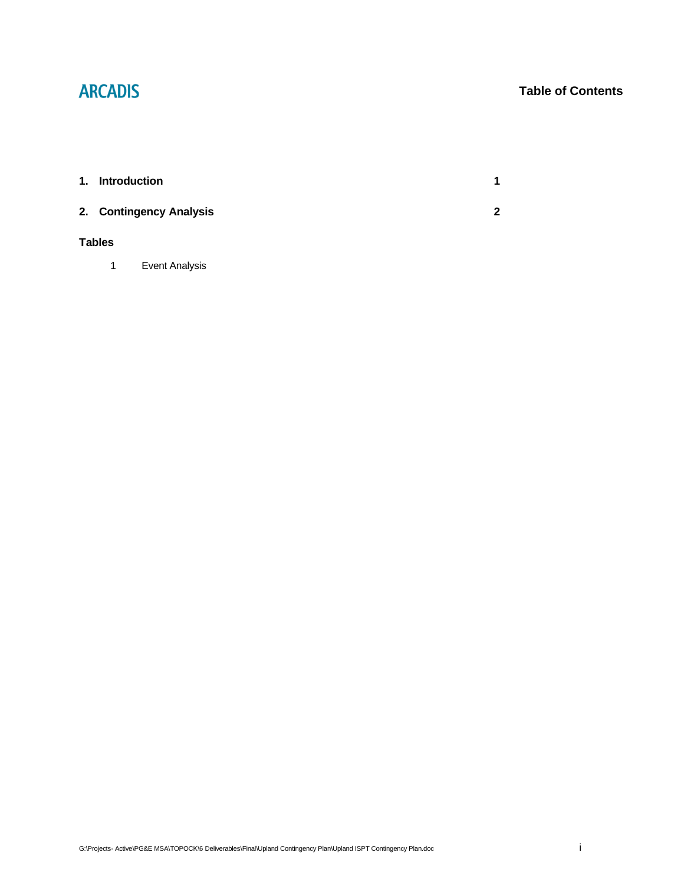# Table of Contents

| | | |
|---|---|---|
| **1.** | **Introduction** | **1** |
| **2.** | **Contingency Analysis** | **2** |

**Tables**

| | |
|---|---|
| 1 | Event Analysis |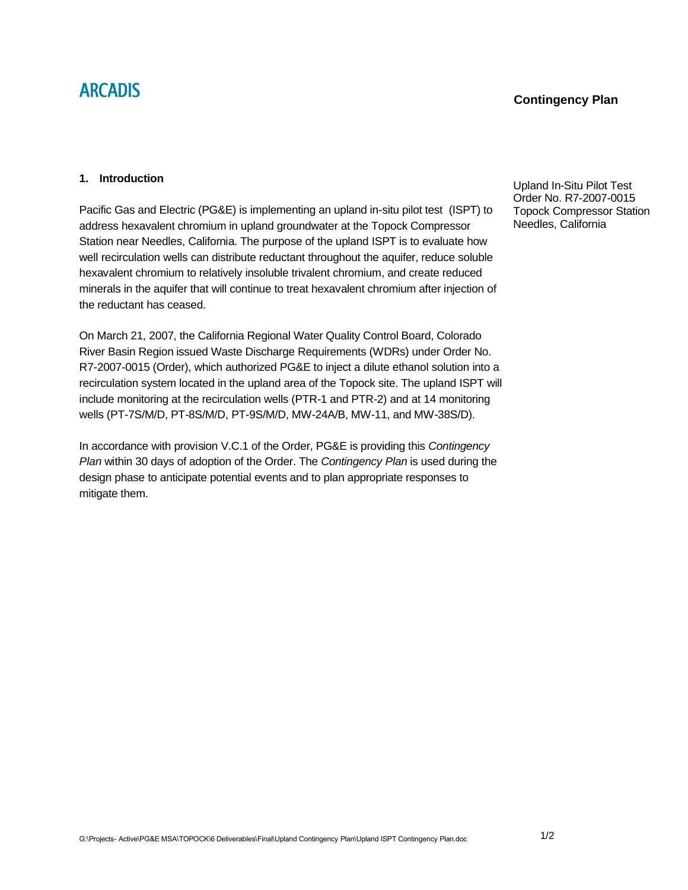ARCADIS

**Contingency Plan**

Upland In-Situ Pilot Test
Order No. R7-2007-0015
Topock Compressor Station
Needles, California

## 1. Introduction

Pacific Gas and Electric (PG&E) is implementing an upland in-situ pilot test (ISPT) to address hexavalent chromium in upland groundwater at the Topock Compressor Station near Needles, California. The purpose of the upland ISPT is to evaluate how well recirculation wells can distribute reductant throughout the aquifer, reduce soluble hexavalent chromium to relatively insoluble trivalent chromium, and create reduced minerals in the aquifer that will continue to treat hexavalent chromium after injection of the reductant has ceased.

On March 21, 2007, the California Regional Water Quality Control Board, Colorado River Basin Region issued Waste Discharge Requirements (WDRs) under Order No. R7-2007-0015 (Order), which authorized PG&E to inject a dilute ethanol solution into a recirculation system located in the upland area of the Topock site. The upland ISPT will include monitoring at the recirculation wells (PTR-1 and PTR-2) and at 14 monitoring wells (PT-7S/M/D, PT-8S/M/D, PT-9S/M/D, MW-24A/B, MW-11, and MW-38S/D).

In accordance with provision V.C.1 of the Order, PG&E is providing this *Contingency Plan* within 30 days of adoption of the Order. The *Contingency Plan* is used during the design phase to anticipate potential events and to plan appropriate responses to mitigate them.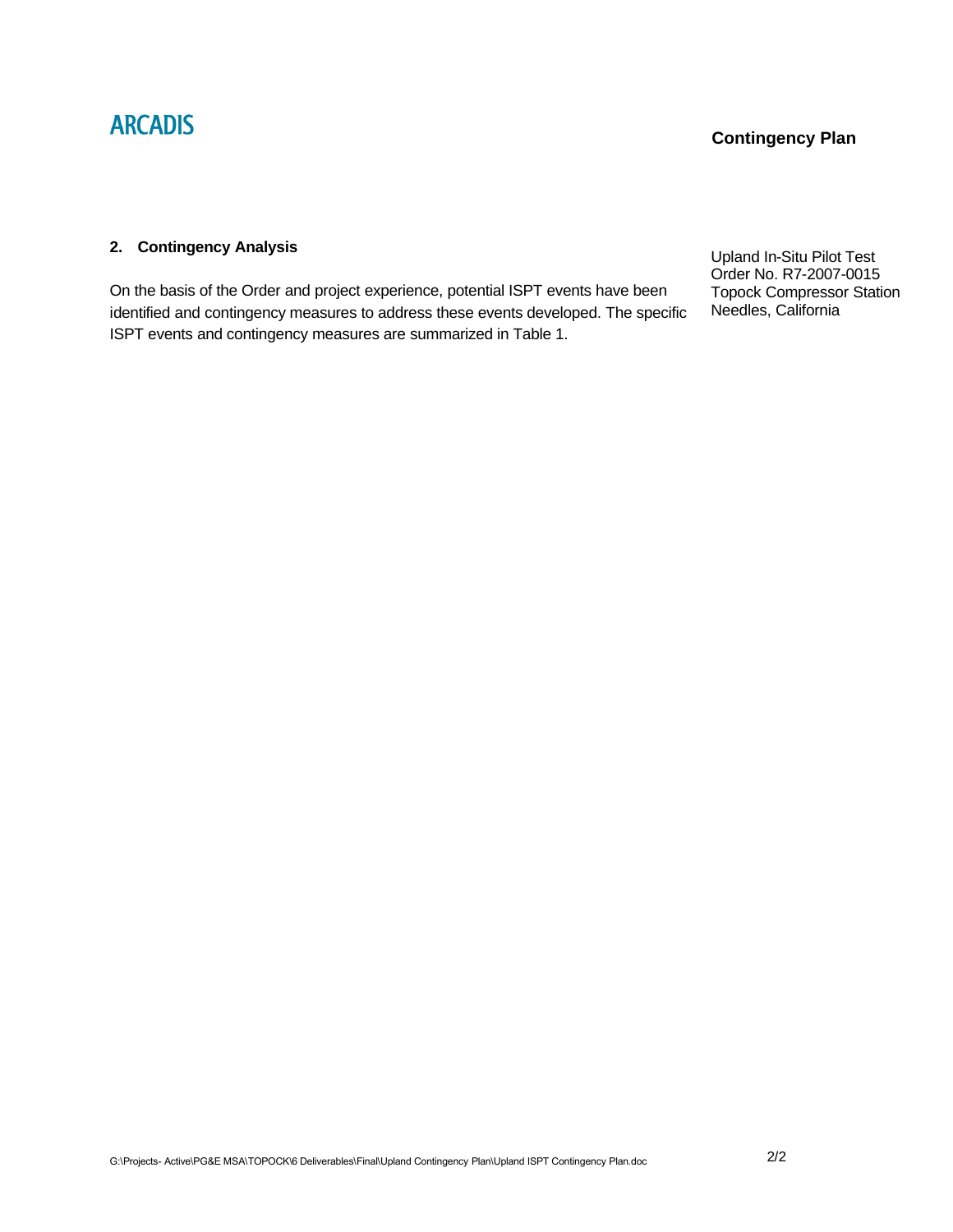## 2. Contingency Analysis

On the basis of the Order and project experience, potential ISPT events have been identified and contingency measures to address these events developed. The specific ISPT events and contingency measures are summarized in Table 1.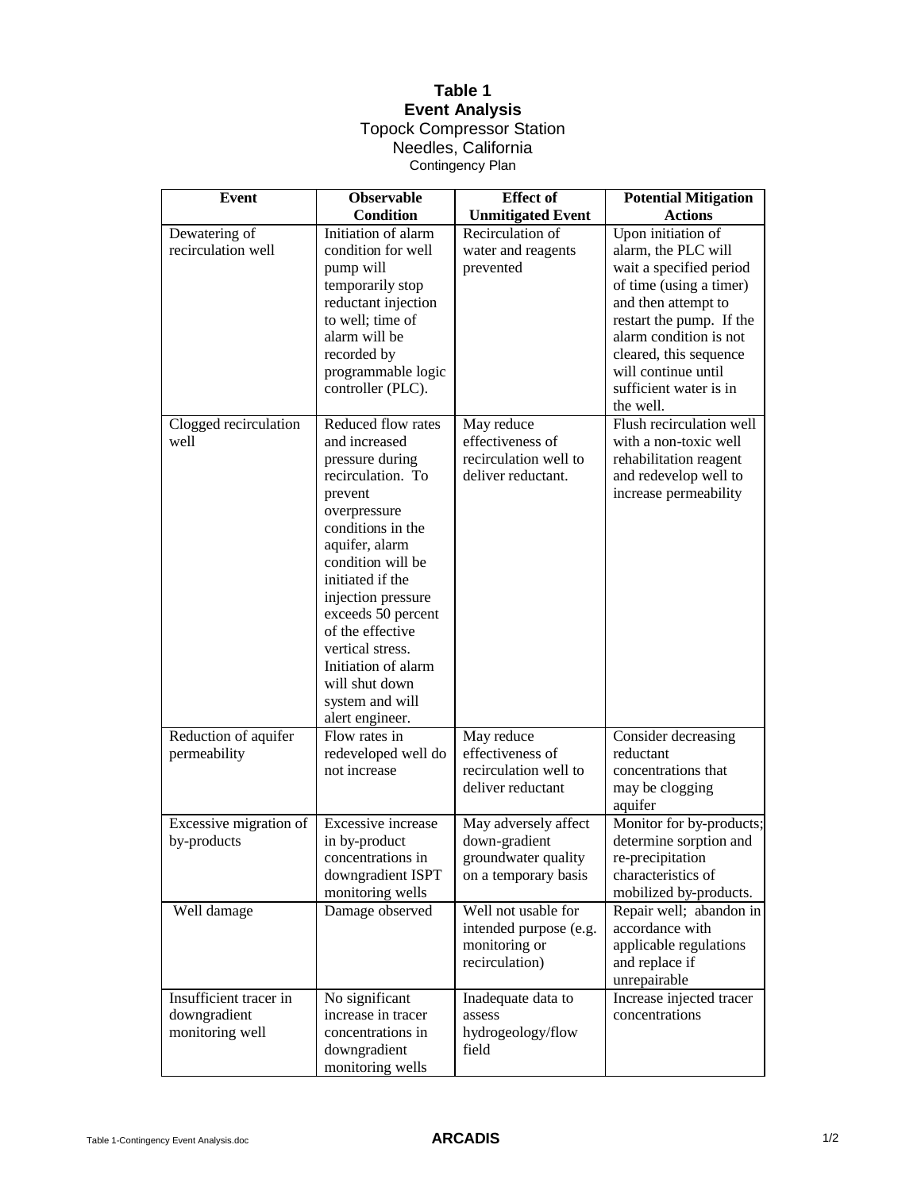# Table 1
## Event Analysis
Topock Compressor Station
Needles, California
Contingency Plan

| Event | Observable Condition | Effect of Unmitigated Event | Potential Mitigation Actions |
|---|---|---|---|
| Dewatering of recirculation well | Initiation of alarm condition for well pump will temporarily stop reductant injection to well; time of alarm will be recorded by programmable logic controller (PLC). | Recirculation of water and reagents prevented | Upon initiation of alarm, the PLC will wait a specified period of time (using a timer) and then attempt to restart the pump. If the alarm condition is not cleared, this sequence will continue until sufficient water is in the well. |
| Clogged recirculation well | Reduced flow rates and increased pressure during recirculation. To prevent overpressure conditions in the aquifer, alarm condition will be initiated if the injection pressure exceeds 50 percent of the effective vertical stress. Initiation of alarm will shut down system and will alert engineer. | May reduce effectiveness of recirculation well to deliver reductant. | Flush recirculation well with a non-toxic well rehabilitation reagent and redevelop well to increase permeability |
| Reduction of aquifer permeability | Flow rates in redeveloped well do not increase | May reduce effectiveness of recirculation well to deliver reductant | Consider decreasing reductant concentrations that may be clogging aquifer |
| Excessive migration of by-products | Excessive increase in by-product concentrations in downgradient ISPT monitoring wells | May adversely affect down-gradient groundwater quality on a temporary basis | Monitor for by-products; determine sorption and re-precipitation characteristics of mobilized by-products. |
| Well damage | Damage observed | Well not usable for intended purpose (e.g. monitoring or recirculation) | Repair well; abandon in accordance with applicable regulations and replace if unrepairable |
| Insufficient tracer in downgradient monitoring well | No significant increase in tracer concentrations in downgradient monitoring wells | Inadequate data to assess hydrogeology/flow field | Increase injected tracer concentrations |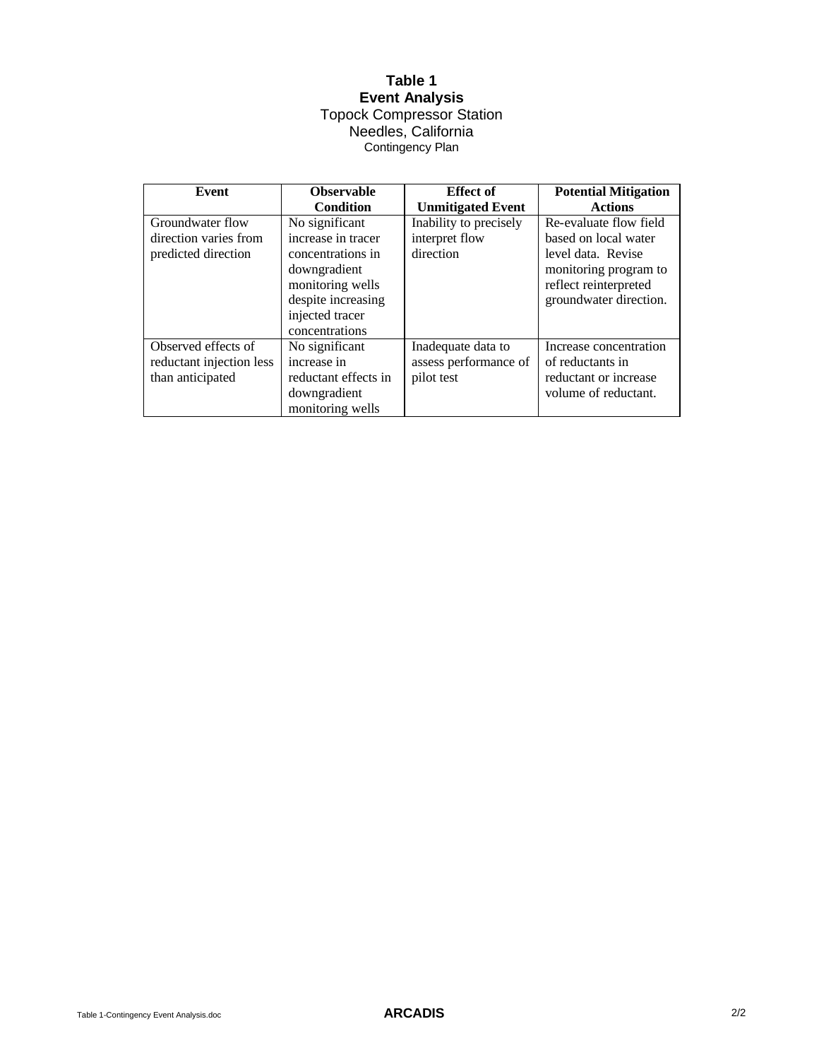# Table 1
## Event Analysis
Topock Compressor Station
Needles, California
Contingency Plan

| Event | Observable Condition | Effect of Unmitigated Event | Potential Mitigation Actions |
|---|---|---|---|
| Groundwater flow direction varies from predicted direction | No significant increase in tracer concentrations in downgradient monitoring wells despite increasing injected tracer concentrations | Inability to precisely interpret flow direction | Re-evaluate flow field based on local water level data. Revise monitoring program to reflect reinterpreted groundwater direction. |
| Observed effects of reductant injection less than anticipated | No significant increase in reductant effects in downgradient monitoring wells | Inadequate data to assess performance of pilot test | Increase concentration of reductants in reductant or increase volume of reductant. |